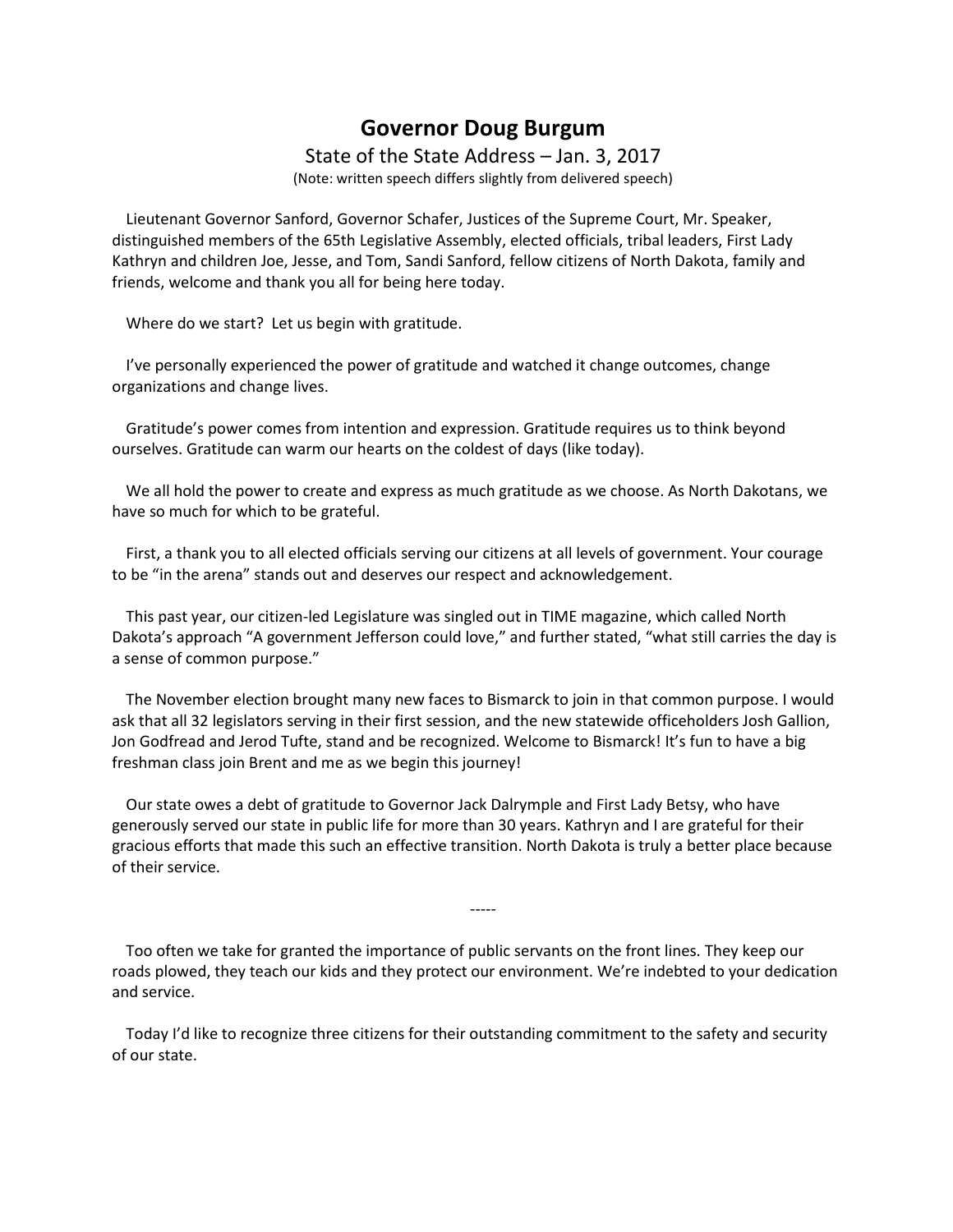# Governor Doug Burgum

State of the State Address – Jan. 3, 2017

(Note: written speech differs slightly from delivered speech)

Lieutenant Governor Sanford, Governor Schafer, Justices of the Supreme Court, Mr. Speaker, distinguished members of the 65th Legislative Assembly, elected officials, tribal leaders, First Lady Kathryn and children Joe, Jesse, and Tom, Sandi Sanford, fellow citizens of North Dakota, family and friends, welcome and thank you all for being here today.

Where do we start? Let us begin with gratitude.

I've personally experienced the power of gratitude and watched it change outcomes, change organizations and change lives.

Gratitude's power comes from intention and expression. Gratitude requires us to think beyond ourselves. Gratitude can warm our hearts on the coldest of days (like today).

We all hold the power to create and express as much gratitude as we choose. As North Dakotans, we have so much for which to be grateful.

First, a thank you to all elected officials serving our citizens at all levels of government. Your courage to be "in the arena" stands out and deserves our respect and acknowledgement.

This past year, our citizen-led Legislature was singled out in TIME magazine, which called North Dakota's approach "A government Jefferson could love," and further stated, "what still carries the day is a sense of common purpose."

The November election brought many new faces to Bismarck to join in that common purpose. I would ask that all 32 legislators serving in their first session, and the new statewide officeholders Josh Gallion, Jon Godfread and Jerod Tufte, stand and be recognized. Welcome to Bismarck! It's fun to have a big freshman class join Brent and me as we begin this journey!

Our state owes a debt of gratitude to Governor Jack Dalrymple and First Lady Betsy, who have generously served our state in public life for more than 30 years. Kathryn and I are grateful for their gracious efforts that made this such an effective transition. North Dakota is truly a better place because of their service.

-----

Too often we take for granted the importance of public servants on the front lines. They keep our roads plowed, they teach our kids and they protect our environment. We're indebted to your dedication and service.

Today I'd like to recognize three citizens for their outstanding commitment to the safety and security of our state.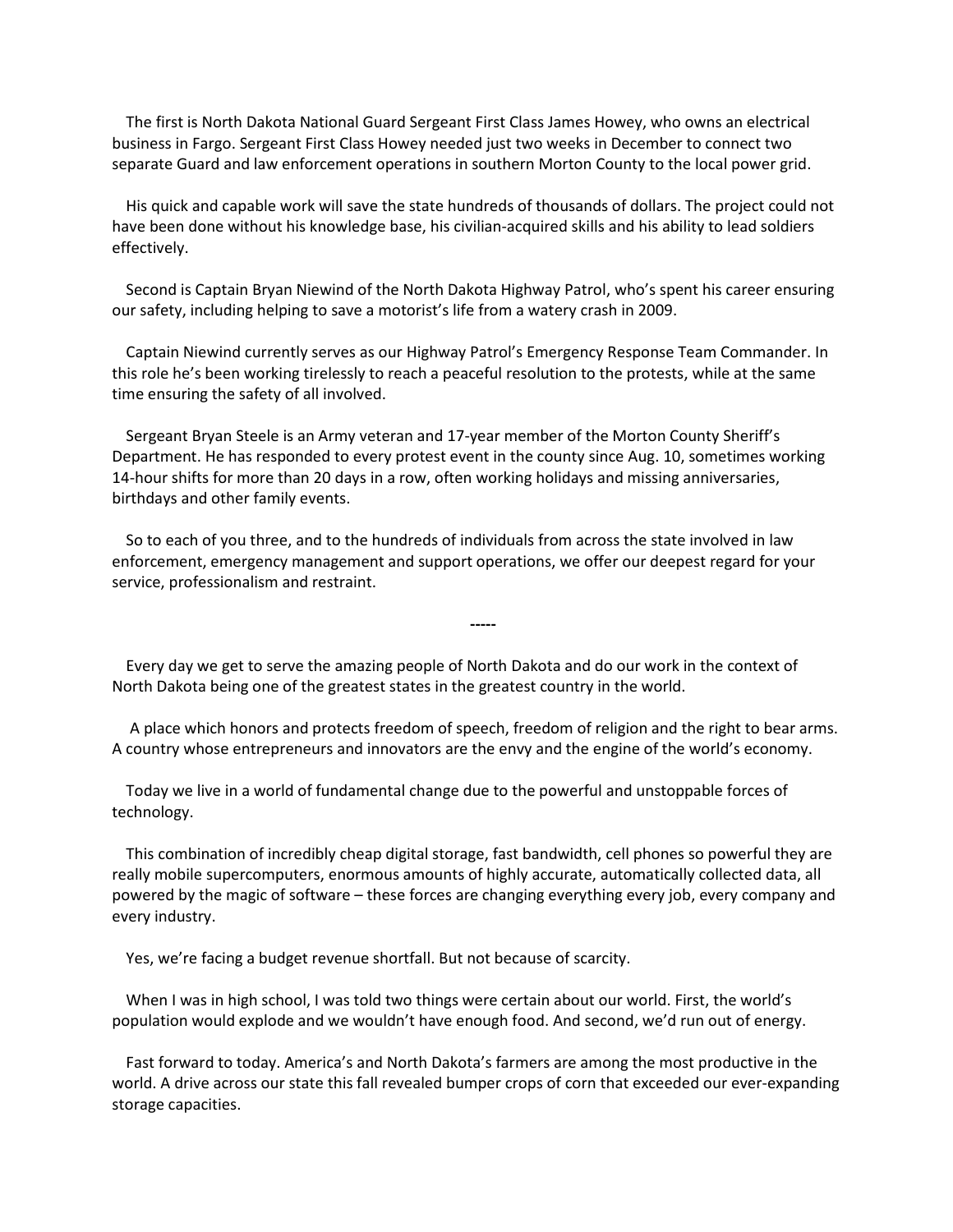The first is North Dakota National Guard Sergeant First Class James Howey, who owns an electrical business in Fargo. Sergeant First Class Howey needed just two weeks in December to connect two separate Guard and law enforcement operations in southern Morton County to the local power grid.

His quick and capable work will save the state hundreds of thousands of dollars. The project could not have been done without his knowledge base, his civilian-acquired skills and his ability to lead soldiers effectively.

Second is Captain Bryan Niewind of the North Dakota Highway Patrol, who's spent his career ensuring our safety, including helping to save a motorist's life from a watery crash in 2009.

Captain Niewind currently serves as our Highway Patrol's Emergency Response Team Commander. In this role he's been working tirelessly to reach a peaceful resolution to the protests, while at the same time ensuring the safety of all involved.

Sergeant Bryan Steele is an Army veteran and 17-year member of the Morton County Sheriff's Department. He has responded to every protest event in the county since Aug. 10, sometimes working 14-hour shifts for more than 20 days in a row, often working holidays and missing anniversaries, birthdays and other family events.

So to each of you three, and to the hundreds of individuals from across the state involved in law enforcement, emergency management and support operations, we offer our deepest regard for your service, professionalism and restraint.

-----

Every day we get to serve the amazing people of North Dakota and do our work in the context of North Dakota being one of the greatest states in the greatest country in the world.

A place which honors and protects freedom of speech, freedom of religion and the right to bear arms. A country whose entrepreneurs and innovators are the envy and the engine of the world's economy.

Today we live in a world of fundamental change due to the powerful and unstoppable forces of technology.

This combination of incredibly cheap digital storage, fast bandwidth, cell phones so powerful they are really mobile supercomputers, enormous amounts of highly accurate, automatically collected data, all powered by the magic of software – these forces are changing everything every job, every company and every industry.

Yes, we're facing a budget revenue shortfall. But not because of scarcity.

When I was in high school, I was told two things were certain about our world. First, the world's population would explode and we wouldn't have enough food. And second, we'd run out of energy.

Fast forward to today. America's and North Dakota's farmers are among the most productive in the world. A drive across our state this fall revealed bumper crops of corn that exceeded our ever-expanding storage capacities.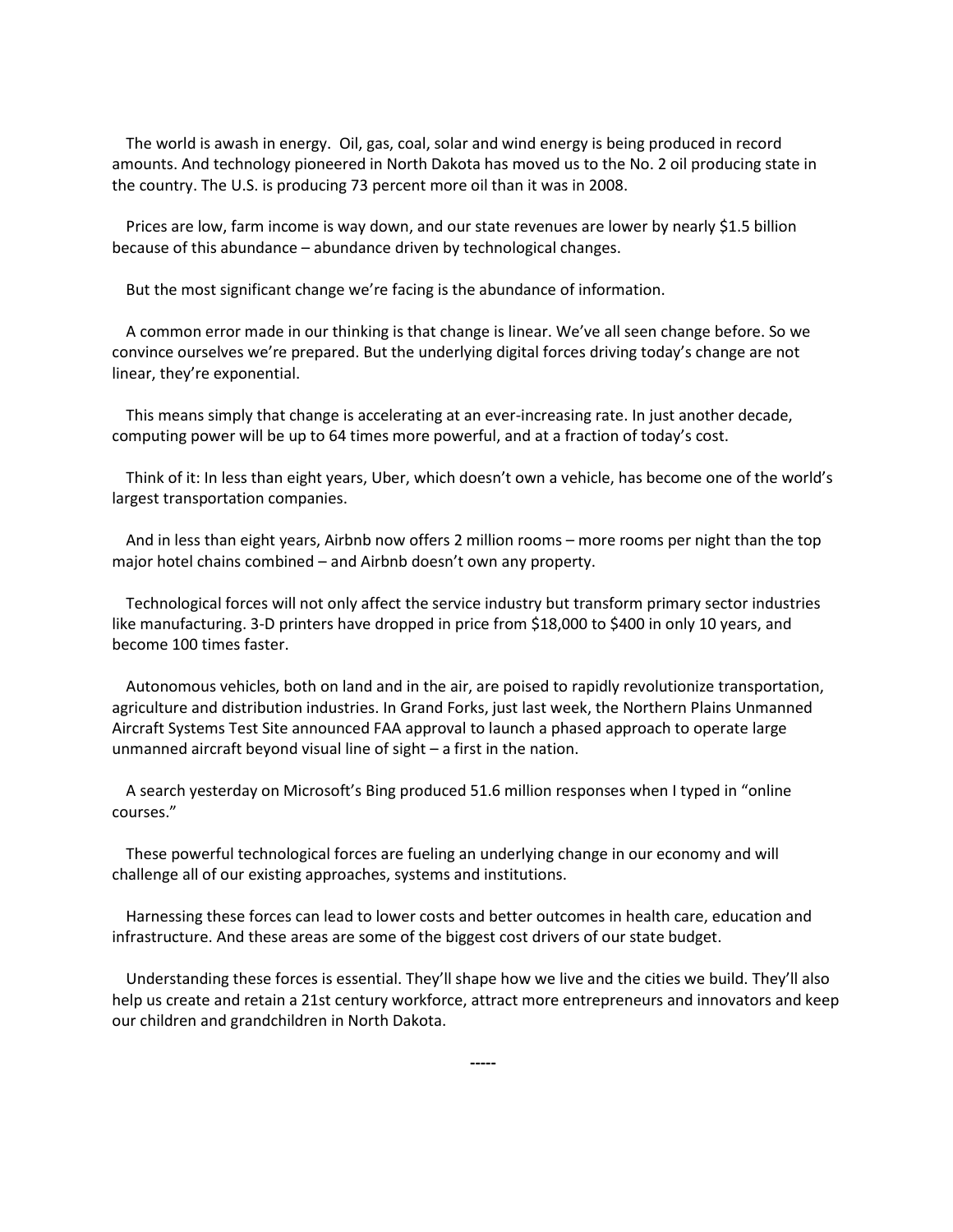The world is awash in energy. Oil, gas, coal, solar and wind energy is being produced in record amounts. And technology pioneered in North Dakota has moved us to the No. 2 oil producing state in the country. The U.S. is producing 73 percent more oil than it was in 2008.

Prices are low, farm income is way down, and our state revenues are lower by nearly $1.5 billion because of this abundance – abundance driven by technological changes.

But the most significant change we're facing is the abundance of information.

A common error made in our thinking is that change is linear. We've all seen change before. So we convince ourselves we're prepared. But the underlying digital forces driving today's change are not linear, they're exponential.

This means simply that change is accelerating at an ever-increasing rate. In just another decade, computing power will be up to 64 times more powerful, and at a fraction of today's cost.

Think of it: In less than eight years, Uber, which doesn't own a vehicle, has become one of the world's largest transportation companies.

And in less than eight years, Airbnb now offers 2 million rooms – more rooms per night than the top major hotel chains combined – and Airbnb doesn't own any property.

Technological forces will not only affect the service industry but transform primary sector industries like manufacturing. 3-D printers have dropped in price from $18,000 to $400 in only 10 years, and become 100 times faster.

Autonomous vehicles, both on land and in the air, are poised to rapidly revolutionize transportation, agriculture and distribution industries. In Grand Forks, just last week, the Northern Plains Unmanned Aircraft Systems Test Site announced FAA approval to launch a phased approach to operate large unmanned aircraft beyond visual line of sight – a first in the nation.

A search yesterday on Microsoft's Bing produced 51.6 million responses when I typed in "online courses."

These powerful technological forces are fueling an underlying change in our economy and will challenge all of our existing approaches, systems and institutions.

Harnessing these forces can lead to lower costs and better outcomes in health care, education and infrastructure. And these areas are some of the biggest cost drivers of our state budget.

Understanding these forces is essential. They'll shape how we live and the cities we build. They'll also help us create and retain a 21st century workforce, attract more entrepreneurs and innovators and keep our children and grandchildren in North Dakota.

-----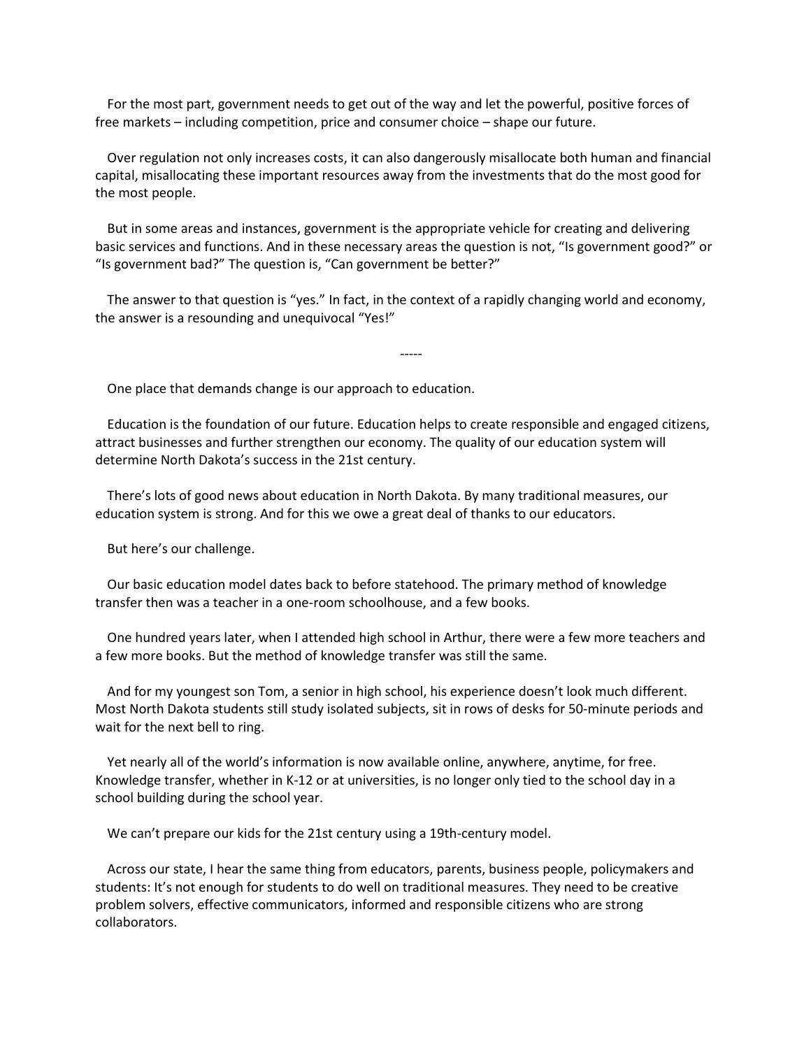For the most part, government needs to get out of the way and let the powerful, positive forces of free markets – including competition, price and consumer choice – shape our future.

Over regulation not only increases costs, it can also dangerously misallocate both human and financial capital, misallocating these important resources away from the investments that do the most good for the most people.

But in some areas and instances, government is the appropriate vehicle for creating and delivering basic services and functions. And in these necessary areas the question is not, "Is government good?" or "Is government bad?" The question is, "Can government be better?"

The answer to that question is "yes." In fact, in the context of a rapidly changing world and economy, the answer is a resounding and unequivocal "Yes!"

-----

One place that demands change is our approach to education.

Education is the foundation of our future. Education helps to create responsible and engaged citizens, attract businesses and further strengthen our economy. The quality of our education system will determine North Dakota's success in the 21st century.

There's lots of good news about education in North Dakota. By many traditional measures, our education system is strong. And for this we owe a great deal of thanks to our educators.

But here's our challenge.

Our basic education model dates back to before statehood. The primary method of knowledge transfer then was a teacher in a one-room schoolhouse, and a few books.

One hundred years later, when I attended high school in Arthur, there were a few more teachers and a few more books. But the method of knowledge transfer was still the same.

And for my youngest son Tom, a senior in high school, his experience doesn't look much different. Most North Dakota students still study isolated subjects, sit in rows of desks for 50-minute periods and wait for the next bell to ring.

Yet nearly all of the world's information is now available online, anywhere, anytime, for free. Knowledge transfer, whether in K-12 or at universities, is no longer only tied to the school day in a school building during the school year.

We can't prepare our kids for the 21st century using a 19th-century model.

Across our state, I hear the same thing from educators, parents, business people, policymakers and students: It's not enough for students to do well on traditional measures. They need to be creative problem solvers, effective communicators, informed and responsible citizens who are strong collaborators.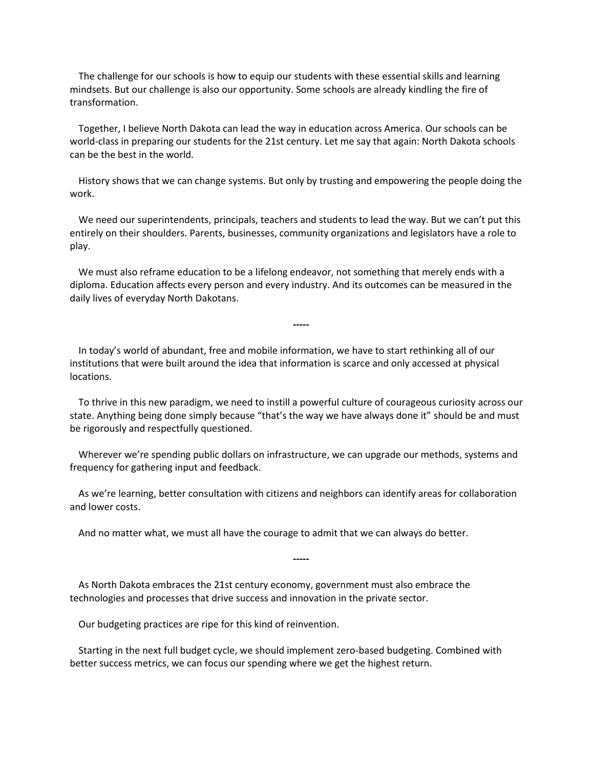The challenge for our schools is how to equip our students with these essential skills and learning mindsets. But our challenge is also our opportunity. Some schools are already kindling the fire of transformation.

Together, I believe North Dakota can lead the way in education across America. Our schools can be world-class in preparing our students for the 21st century. Let me say that again: North Dakota schools can be the best in the world.

History shows that we can change systems. But only by trusting and empowering the people doing the work.

We need our superintendents, principals, teachers and students to lead the way. But we can't put this entirely on their shoulders. Parents, businesses, community organizations and legislators have a role to play.

We must also reframe education to be a lifelong endeavor, not something that merely ends with a diploma. Education affects every person and every industry. And its outcomes can be measured in the daily lives of everyday North Dakotans.

-----

In today's world of abundant, free and mobile information, we have to start rethinking all of our institutions that were built around the idea that information is scarce and only accessed at physical locations.

To thrive in this new paradigm, we need to instill a powerful culture of courageous curiosity across our state. Anything being done simply because "that's the way we have always done it" should be and must be rigorously and respectfully questioned.

Wherever we're spending public dollars on infrastructure, we can upgrade our methods, systems and frequency for gathering input and feedback.

As we're learning, better consultation with citizens and neighbors can identify areas for collaboration and lower costs.

And no matter what, we must all have the courage to admit that we can always do better.

-----

As North Dakota embraces the 21st century economy, government must also embrace the technologies and processes that drive success and innovation in the private sector.

Our budgeting practices are ripe for this kind of reinvention.

Starting in the next full budget cycle, we should implement zero-based budgeting. Combined with better success metrics, we can focus our spending where we get the highest return.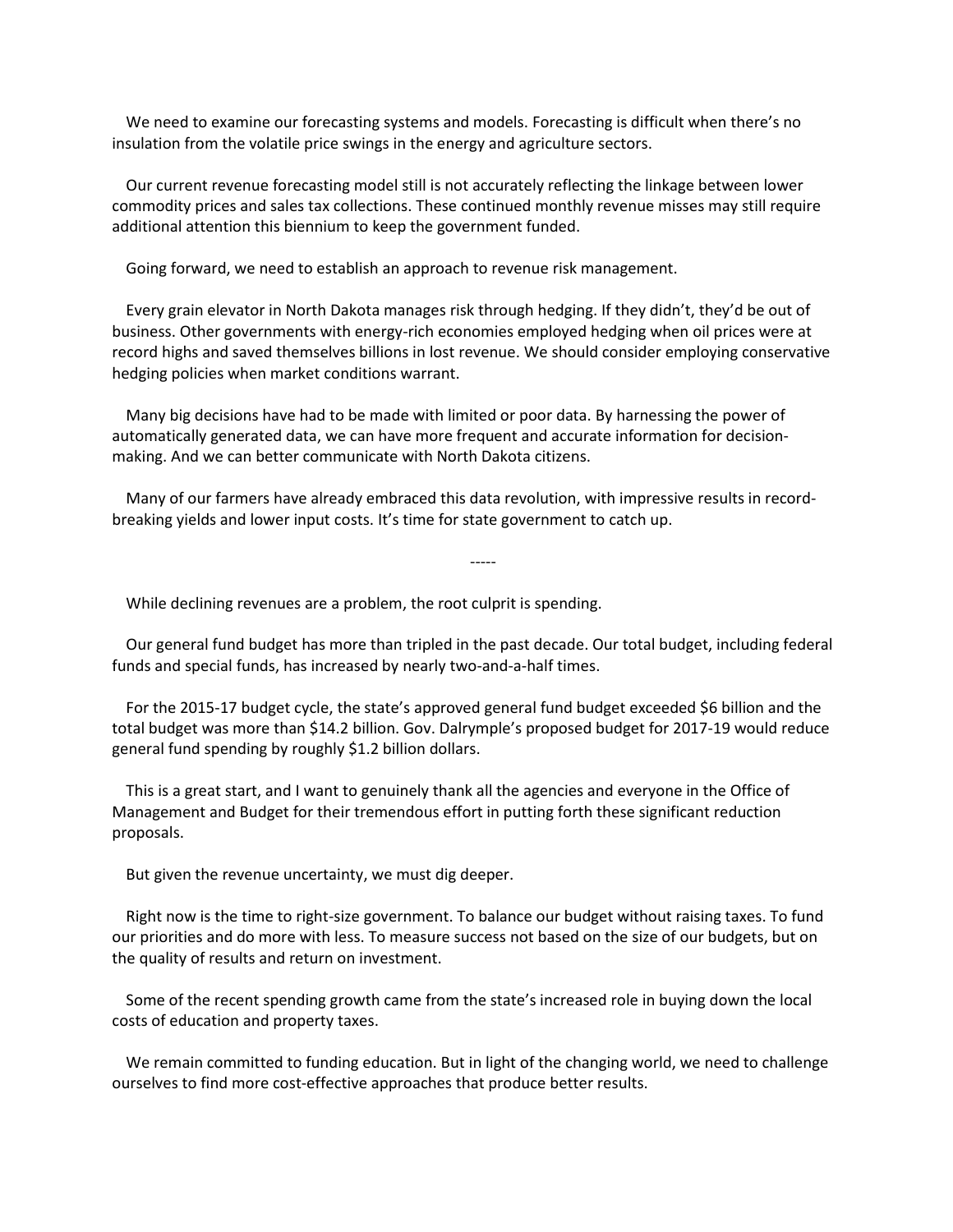We need to examine our forecasting systems and models. Forecasting is difficult when there's no insulation from the volatile price swings in the energy and agriculture sectors.

Our current revenue forecasting model still is not accurately reflecting the linkage between lower commodity prices and sales tax collections. These continued monthly revenue misses may still require additional attention this biennium to keep the government funded.

Going forward, we need to establish an approach to revenue risk management.

Every grain elevator in North Dakota manages risk through hedging. If they didn't, they'd be out of business. Other governments with energy-rich economies employed hedging when oil prices were at record highs and saved themselves billions in lost revenue. We should consider employing conservative hedging policies when market conditions warrant.

Many big decisions have had to be made with limited or poor data. By harnessing the power of automatically generated data, we can have more frequent and accurate information for decision-making. And we can better communicate with North Dakota citizens.

Many of our farmers have already embraced this data revolution, with impressive results in record-breaking yields and lower input costs. It's time for state government to catch up.

-----

While declining revenues are a problem, the root culprit is spending.

Our general fund budget has more than tripled in the past decade. Our total budget, including federal funds and special funds, has increased by nearly two-and-a-half times.

For the 2015-17 budget cycle, the state's approved general fund budget exceeded $6 billion and the total budget was more than $14.2 billion. Gov. Dalrymple's proposed budget for 2017-19 would reduce general fund spending by roughly $1.2 billion dollars.

This is a great start, and I want to genuinely thank all the agencies and everyone in the Office of Management and Budget for their tremendous effort in putting forth these significant reduction proposals.

But given the revenue uncertainty, we must dig deeper.

Right now is the time to right-size government. To balance our budget without raising taxes. To fund our priorities and do more with less. To measure success not based on the size of our budgets, but on the quality of results and return on investment.

Some of the recent spending growth came from the state's increased role in buying down the local costs of education and property taxes.

We remain committed to funding education. But in light of the changing world, we need to challenge ourselves to find more cost-effective approaches that produce better results.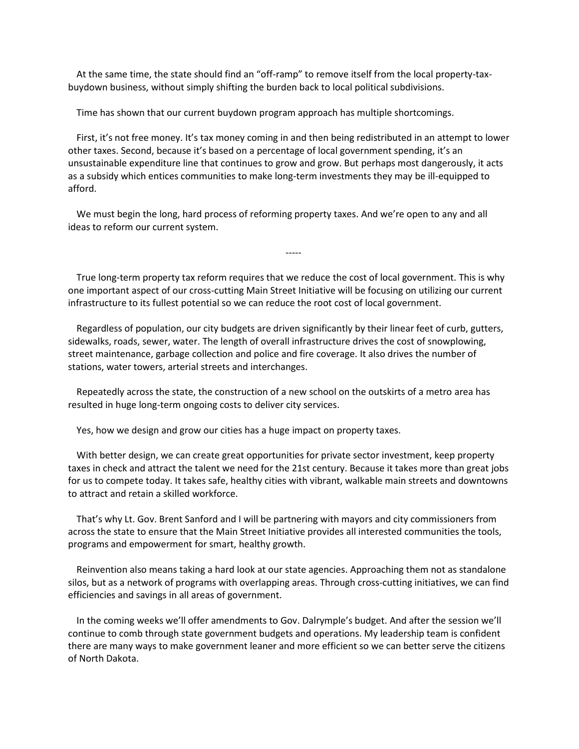At the same time, the state should find an "off-ramp" to remove itself from the local property-tax-buydown business, without simply shifting the burden back to local political subdivisions.

Time has shown that our current buydown program approach has multiple shortcomings.

First, it's not free money. It's tax money coming in and then being redistributed in an attempt to lower other taxes. Second, because it's based on a percentage of local government spending, it's an unsustainable expenditure line that continues to grow and grow. But perhaps most dangerously, it acts as a subsidy which entices communities to make long-term investments they may be ill-equipped to afford.

We must begin the long, hard process of reforming property taxes. And we're open to any and all ideas to reform our current system.

-----

True long-term property tax reform requires that we reduce the cost of local government. This is why one important aspect of our cross-cutting Main Street Initiative will be focusing on utilizing our current infrastructure to its fullest potential so we can reduce the root cost of local government.

Regardless of population, our city budgets are driven significantly by their linear feet of curb, gutters, sidewalks, roads, sewer, water. The length of overall infrastructure drives the cost of snowplowing, street maintenance, garbage collection and police and fire coverage. It also drives the number of stations, water towers, arterial streets and interchanges.

Repeatedly across the state, the construction of a new school on the outskirts of a metro area has resulted in huge long-term ongoing costs to deliver city services.

Yes, how we design and grow our cities has a huge impact on property taxes.

With better design, we can create great opportunities for private sector investment, keep property taxes in check and attract the talent we need for the 21st century. Because it takes more than great jobs for us to compete today. It takes safe, healthy cities with vibrant, walkable main streets and downtowns to attract and retain a skilled workforce.

That's why Lt. Gov. Brent Sanford and I will be partnering with mayors and city commissioners from across the state to ensure that the Main Street Initiative provides all interested communities the tools, programs and empowerment for smart, healthy growth.

Reinvention also means taking a hard look at our state agencies. Approaching them not as standalone silos, but as a network of programs with overlapping areas. Through cross-cutting initiatives, we can find efficiencies and savings in all areas of government.

In the coming weeks we'll offer amendments to Gov. Dalrymple's budget. And after the session we'll continue to comb through state government budgets and operations. My leadership team is confident there are many ways to make government leaner and more efficient so we can better serve the citizens of North Dakota.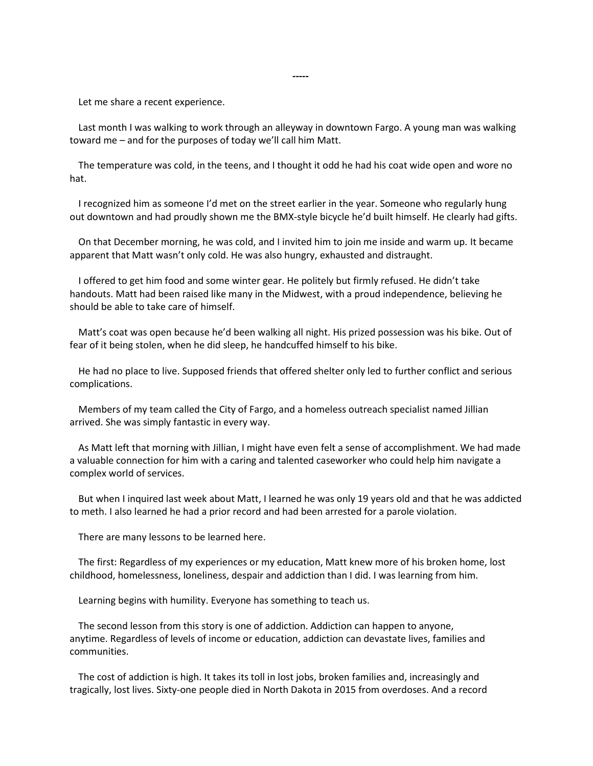-----

Let me share a recent experience.

Last month I was walking to work through an alleyway in downtown Fargo. A young man was walking toward me – and for the purposes of today we'll call him Matt.

The temperature was cold, in the teens, and I thought it odd he had his coat wide open and wore no hat.

I recognized him as someone I'd met on the street earlier in the year. Someone who regularly hung out downtown and had proudly shown me the BMX-style bicycle he'd built himself. He clearly had gifts.

On that December morning, he was cold, and I invited him to join me inside and warm up. It became apparent that Matt wasn't only cold. He was also hungry, exhausted and distraught.

I offered to get him food and some winter gear. He politely but firmly refused. He didn't take handouts. Matt had been raised like many in the Midwest, with a proud independence, believing he should be able to take care of himself.

Matt's coat was open because he'd been walking all night. His prized possession was his bike. Out of fear of it being stolen, when he did sleep, he handcuffed himself to his bike.

He had no place to live. Supposed friends that offered shelter only led to further conflict and serious complications.

Members of my team called the City of Fargo, and a homeless outreach specialist named Jillian arrived. She was simply fantastic in every way.

As Matt left that morning with Jillian, I might have even felt a sense of accomplishment. We had made a valuable connection for him with a caring and talented caseworker who could help him navigate a complex world of services.

But when I inquired last week about Matt, I learned he was only 19 years old and that he was addicted to meth. I also learned he had a prior record and had been arrested for a parole violation.

There are many lessons to be learned here.

The first: Regardless of my experiences or my education, Matt knew more of his broken home, lost childhood, homelessness, loneliness, despair and addiction than I did. I was learning from him.

Learning begins with humility. Everyone has something to teach us.

The second lesson from this story is one of addiction. Addiction can happen to anyone, anytime. Regardless of levels of income or education, addiction can devastate lives, families and communities.

The cost of addiction is high. It takes its toll in lost jobs, broken families and, increasingly and tragically, lost lives. Sixty-one people died in North Dakota in 2015 from overdoses. And a record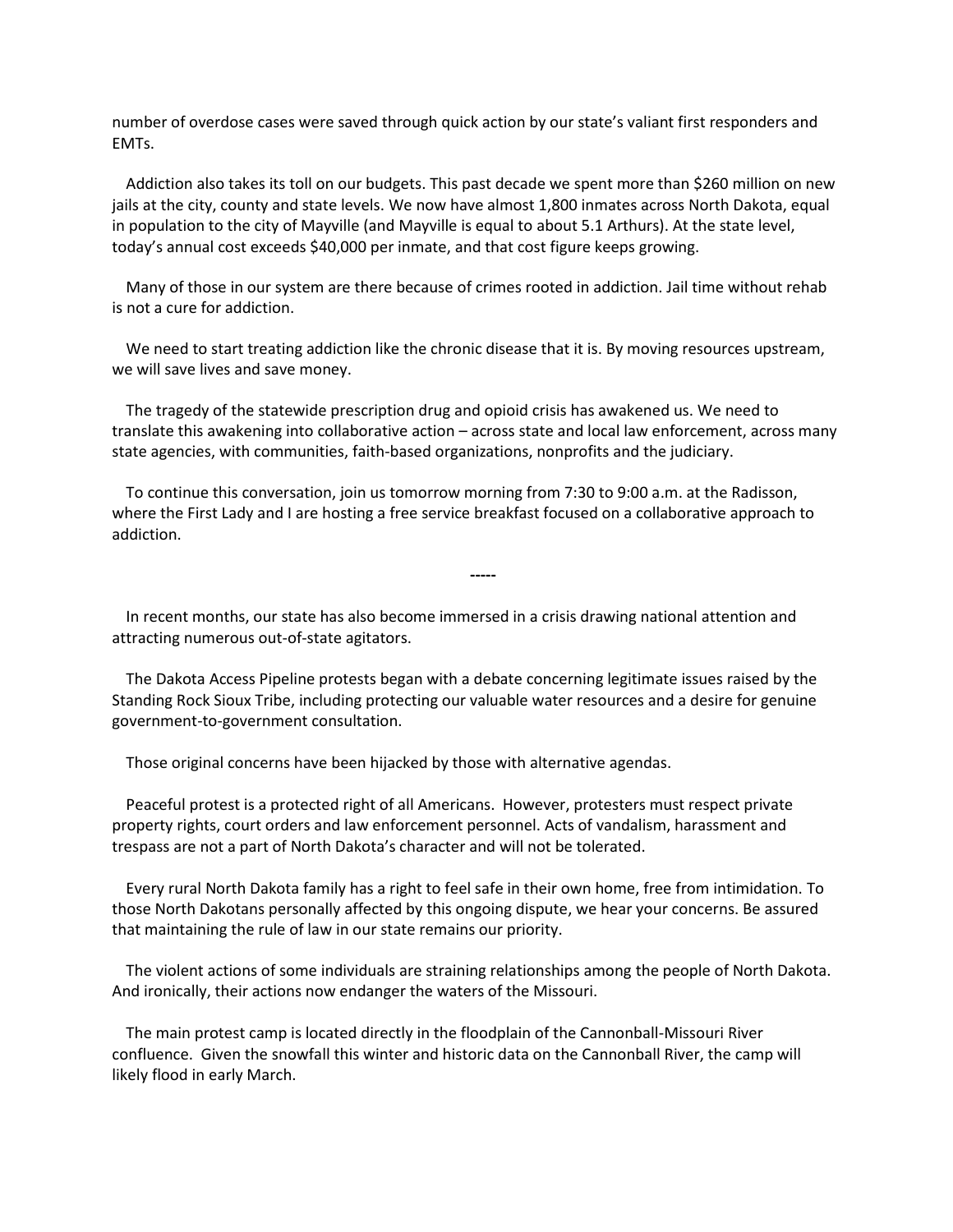number of overdose cases were saved through quick action by our state's valiant first responders and EMTs.

Addiction also takes its toll on our budgets. This past decade we spent more than $260 million on new jails at the city, county and state levels. We now have almost 1,800 inmates across North Dakota, equal in population to the city of Mayville (and Mayville is equal to about 5.1 Arthurs). At the state level, today's annual cost exceeds $40,000 per inmate, and that cost figure keeps growing.

Many of those in our system are there because of crimes rooted in addiction. Jail time without rehab is not a cure for addiction.

We need to start treating addiction like the chronic disease that it is. By moving resources upstream, we will save lives and save money.

The tragedy of the statewide prescription drug and opioid crisis has awakened us. We need to translate this awakening into collaborative action – across state and local law enforcement, across many state agencies, with communities, faith-based organizations, nonprofits and the judiciary.

To continue this conversation, join us tomorrow morning from 7:30 to 9:00 a.m. at the Radisson, where the First Lady and I are hosting a free service breakfast focused on a collaborative approach to addiction.

-----

In recent months, our state has also become immersed in a crisis drawing national attention and attracting numerous out-of-state agitators.

The Dakota Access Pipeline protests began with a debate concerning legitimate issues raised by the Standing Rock Sioux Tribe, including protecting our valuable water resources and a desire for genuine government-to-government consultation.

Those original concerns have been hijacked by those with alternative agendas.

Peaceful protest is a protected right of all Americans. However, protesters must respect private property rights, court orders and law enforcement personnel. Acts of vandalism, harassment and trespass are not a part of North Dakota's character and will not be tolerated.

Every rural North Dakota family has a right to feel safe in their own home, free from intimidation. To those North Dakotans personally affected by this ongoing dispute, we hear your concerns. Be assured that maintaining the rule of law in our state remains our priority.

The violent actions of some individuals are straining relationships among the people of North Dakota. And ironically, their actions now endanger the waters of the Missouri.

The main protest camp is located directly in the floodplain of the Cannonball-Missouri River confluence. Given the snowfall this winter and historic data on the Cannonball River, the camp will likely flood in early March.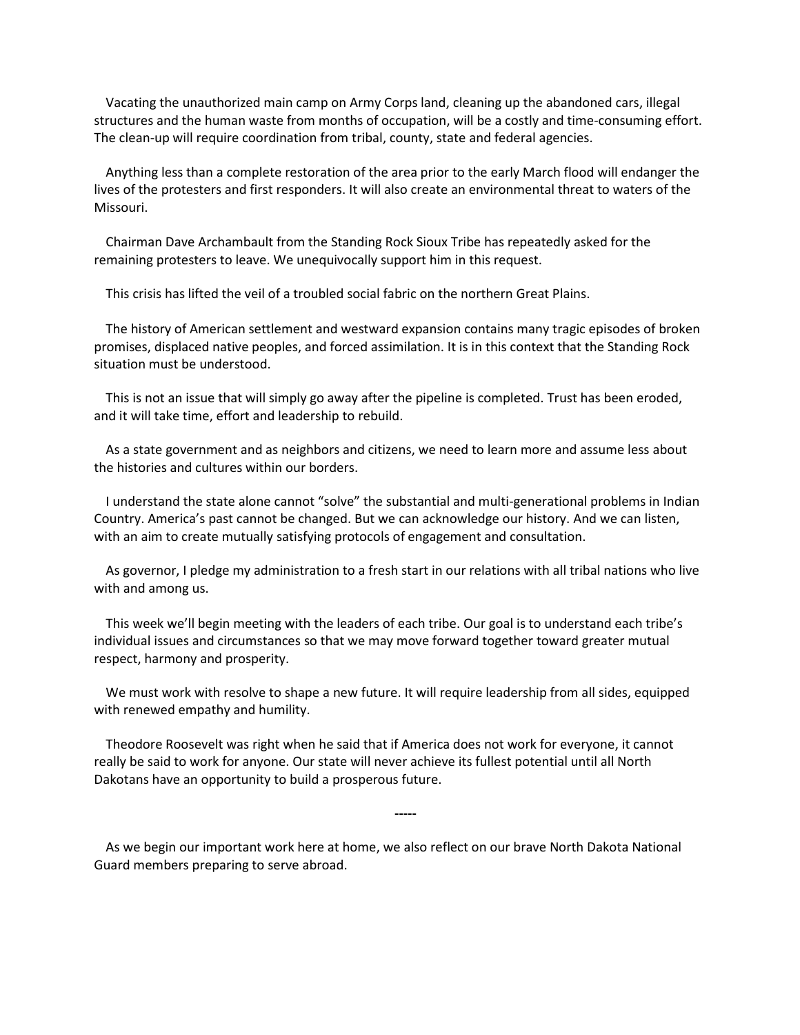Vacating the unauthorized main camp on Army Corps land, cleaning up the abandoned cars, illegal structures and the human waste from months of occupation, will be a costly and time-consuming effort. The clean-up will require coordination from tribal, county, state and federal agencies.

Anything less than a complete restoration of the area prior to the early March flood will endanger the lives of the protesters and first responders. It will also create an environmental threat to waters of the Missouri.

Chairman Dave Archambault from the Standing Rock Sioux Tribe has repeatedly asked for the remaining protesters to leave. We unequivocally support him in this request.

This crisis has lifted the veil of a troubled social fabric on the northern Great Plains.

The history of American settlement and westward expansion contains many tragic episodes of broken promises, displaced native peoples, and forced assimilation. It is in this context that the Standing Rock situation must be understood.

This is not an issue that will simply go away after the pipeline is completed. Trust has been eroded, and it will take time, effort and leadership to rebuild.

As a state government and as neighbors and citizens, we need to learn more and assume less about the histories and cultures within our borders.

I understand the state alone cannot "solve" the substantial and multi-generational problems in Indian Country. America's past cannot be changed. But we can acknowledge our history. And we can listen, with an aim to create mutually satisfying protocols of engagement and consultation.

As governor, I pledge my administration to a fresh start in our relations with all tribal nations who live with and among us.

This week we'll begin meeting with the leaders of each tribe. Our goal is to understand each tribe's individual issues and circumstances so that we may move forward together toward greater mutual respect, harmony and prosperity.

We must work with resolve to shape a new future. It will require leadership from all sides, equipped with renewed empathy and humility.

Theodore Roosevelt was right when he said that if America does not work for everyone, it cannot really be said to work for anyone. Our state will never achieve its fullest potential until all North Dakotans have an opportunity to build a prosperous future.

-----

As we begin our important work here at home, we also reflect on our brave North Dakota National Guard members preparing to serve abroad.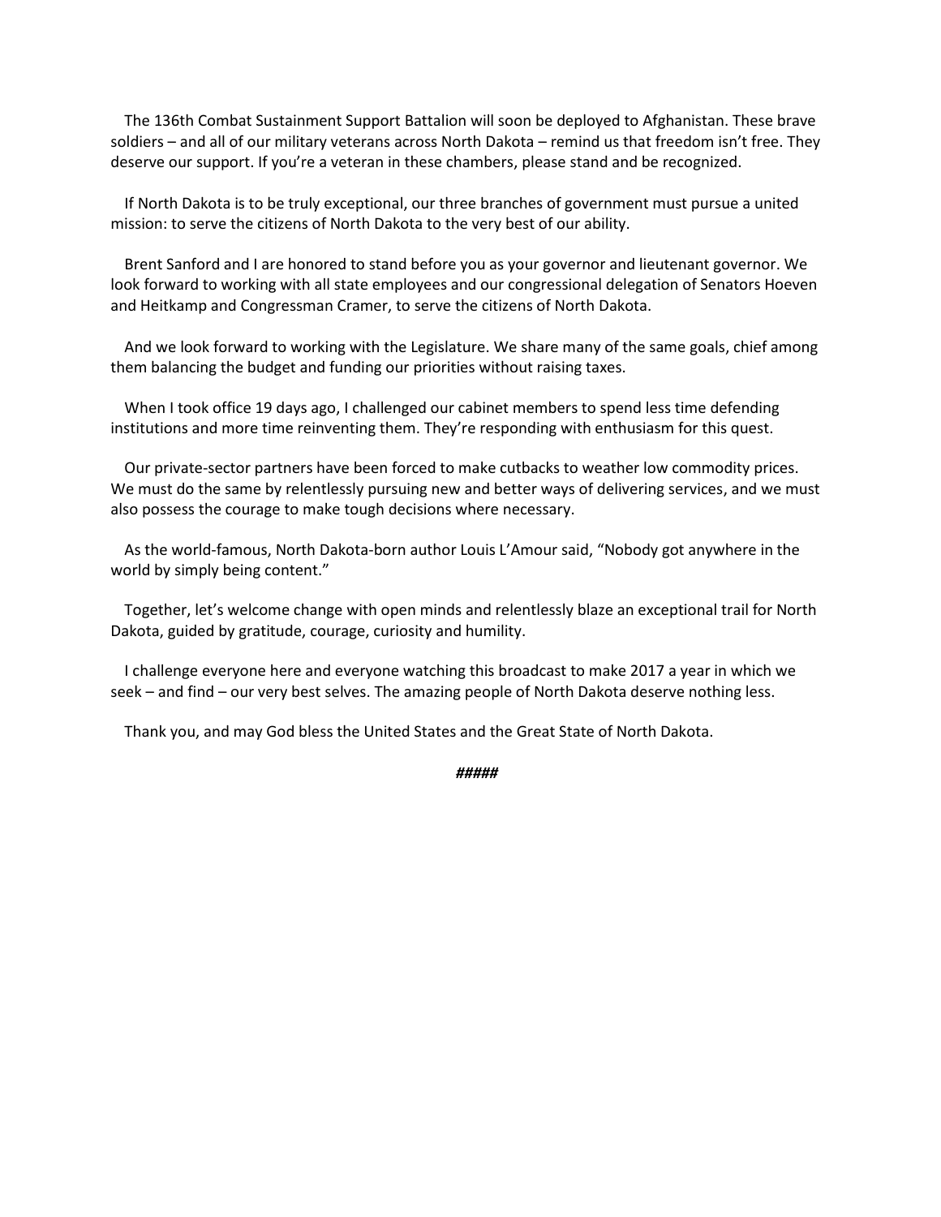The 136th Combat Sustainment Support Battalion will soon be deployed to Afghanistan. These brave soldiers – and all of our military veterans across North Dakota – remind us that freedom isn't free. They deserve our support. If you're a veteran in these chambers, please stand and be recognized.

If North Dakota is to be truly exceptional, our three branches of government must pursue a united mission: to serve the citizens of North Dakota to the very best of our ability.

Brent Sanford and I are honored to stand before you as your governor and lieutenant governor. We look forward to working with all state employees and our congressional delegation of Senators Hoeven and Heitkamp and Congressman Cramer, to serve the citizens of North Dakota.

And we look forward to working with the Legislature. We share many of the same goals, chief among them balancing the budget and funding our priorities without raising taxes.

When I took office 19 days ago, I challenged our cabinet members to spend less time defending institutions and more time reinventing them. They're responding with enthusiasm for this quest.

Our private-sector partners have been forced to make cutbacks to weather low commodity prices. We must do the same by relentlessly pursuing new and better ways of delivering services, and we must also possess the courage to make tough decisions where necessary.

As the world-famous, North Dakota-born author Louis L'Amour said, "Nobody got anywhere in the world by simply being content."

Together, let's welcome change with open minds and relentlessly blaze an exceptional trail for North Dakota, guided by gratitude, courage, curiosity and humility.

I challenge everyone here and everyone watching this broadcast to make 2017 a year in which we seek – and find – our very best selves. The amazing people of North Dakota deserve nothing less.

Thank you, and may God bless the United States and the Great State of North Dakota.

***#####***